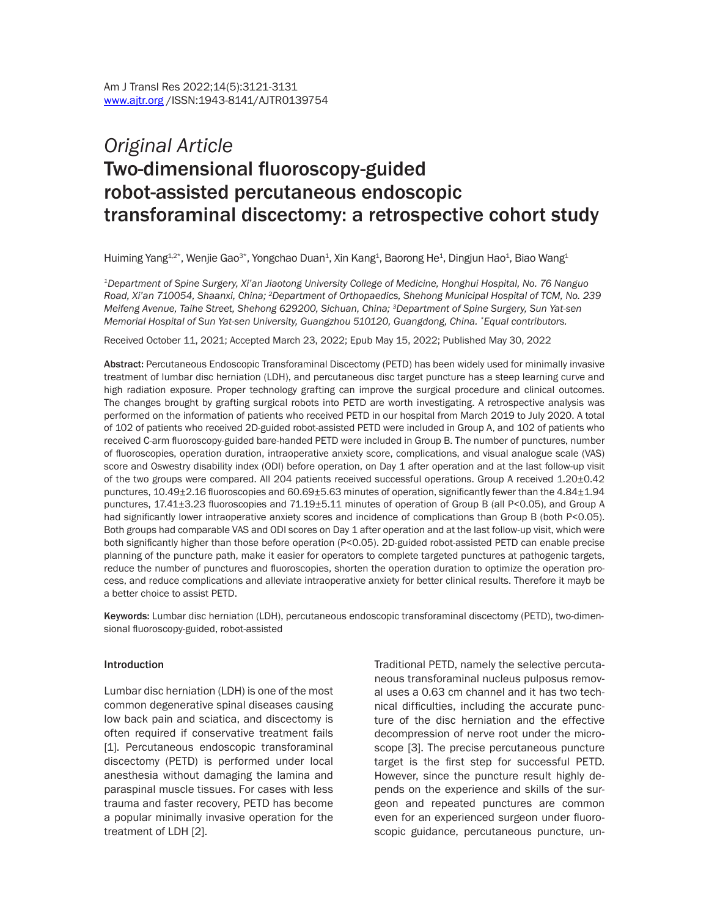*Original Article*

# Two-dimensional fluoroscopy-guided robot-assisted percutaneous endoscopic transforaminal discectomy: a retrospective cohort study

Huiming Yang[1,2*], Wenjie Gao[3*], Yongchao Duan[1], Xin Kang[1], Baorong He[1], Dingjun Hao[1], Biao Wang[1]

*[1]Department of Spine Surgery, Xi'an Jiaotong University College of Medicine, Honghui Hospital, No. 76 Nanguo Road, Xi'an 710054, Shaanxi, China; [2]Department of Orthopaedics, Shehong Municipal Hospital of TCM, No. 239 Meifeng Avenue, Taihe Street, Shehong 629200, Sichuan, China; [3]Department of Spine Surgery, Sun Yat-sen Memorial Hospital of Sun Yat-sen University, Guangzhou 510120, Guangdong, China. [*]Equal contributors.*

Received October 11, 2021; Accepted March 23, 2022; Epub May 15, 2022; Published May 30, 2022

**Abstract:** Percutaneous Endoscopic Transforaminal Discectomy (PETD) has been widely used for minimally invasive treatment of lumbar disc herniation (LDH), and percutaneous disc target puncture has a steep learning curve and high radiation exposure. Proper technology grafting can improve the surgical procedure and clinical outcomes. The changes brought by grafting surgical robots into PETD are worth investigating. A retrospective analysis was performed on the information of patients who received PETD in our hospital from March 2019 to July 2020. A total of 102 of patients who received 2D-guided robot-assisted PETD were included in Group A, and 102 of patients who received C-arm fluoroscopy-guided bare-handed PETD were included in Group B. The number of punctures, number of fluoroscopies, operation duration, intraoperative anxiety score, complications, and visual analogue scale (VAS) score and Oswestry disability index (ODI) before operation, on Day 1 after operation and at the last follow-up visit of the two groups were compared. All 204 patients received successful operations. Group A received 1.20±0.42 punctures, 10.49±2.16 fluoroscopies and 60.69±5.63 minutes of operation, significantly fewer than the 4.84±1.94 punctures, 17.41±3.23 fluoroscopies and 71.19±5.11 minutes of operation of Group B (all $P<0.05$), and Group A had significantly lower intraoperative anxiety scores and incidence of complications than Group B (both $P<0.05$). Both groups had comparable VAS and ODI scores on Day 1 after operation and at the last follow-up visit, which were both significantly higher than those before operation ($P<0.05$). 2D-guided robot-assisted PETD can enable precise planning of the puncture path, make it easier for operators to complete targeted punctures at pathogenic targets, reduce the number of punctures and fluoroscopies, shorten the operation duration to optimize the operation process, and reduce complications and alleviate intraoperative anxiety for better clinical results. Therefore it mayb be a better choice to assist PETD.

**Keywords:** Lumbar disc herniation (LDH), percutaneous endoscopic transforaminal discectomy (PETD), two-dimensional fluoroscopy-guided, robot-assisted

## Introduction

Lumbar disc herniation (LDH) is one of the most common degenerative spinal diseases causing low back pain and sciatica, and discectomy is often required if conservative treatment fails [1]. Percutaneous endoscopic transforaminal discectomy (PETD) is performed under local anesthesia without damaging the lamina and paraspinal muscle tissues. For cases with less trauma and faster recovery, PETD has become a popular minimally invasive operation for the treatment of LDH [2].

Traditional PETD, namely the selective percutaneous transforaminal nucleus pulposus removal uses a 0.63 cm channel and it has two technical difficulties, including the accurate puncture of the disc herniation and the effective decompression of nerve root under the microscope [3]. The precise percutaneous puncture target is the first step for successful PETD. However, since the puncture result highly depends on the experience and skills of the surgeon and repeated punctures are common even for an experienced surgeon under fluoroscopic guidance, percutaneous puncture, un-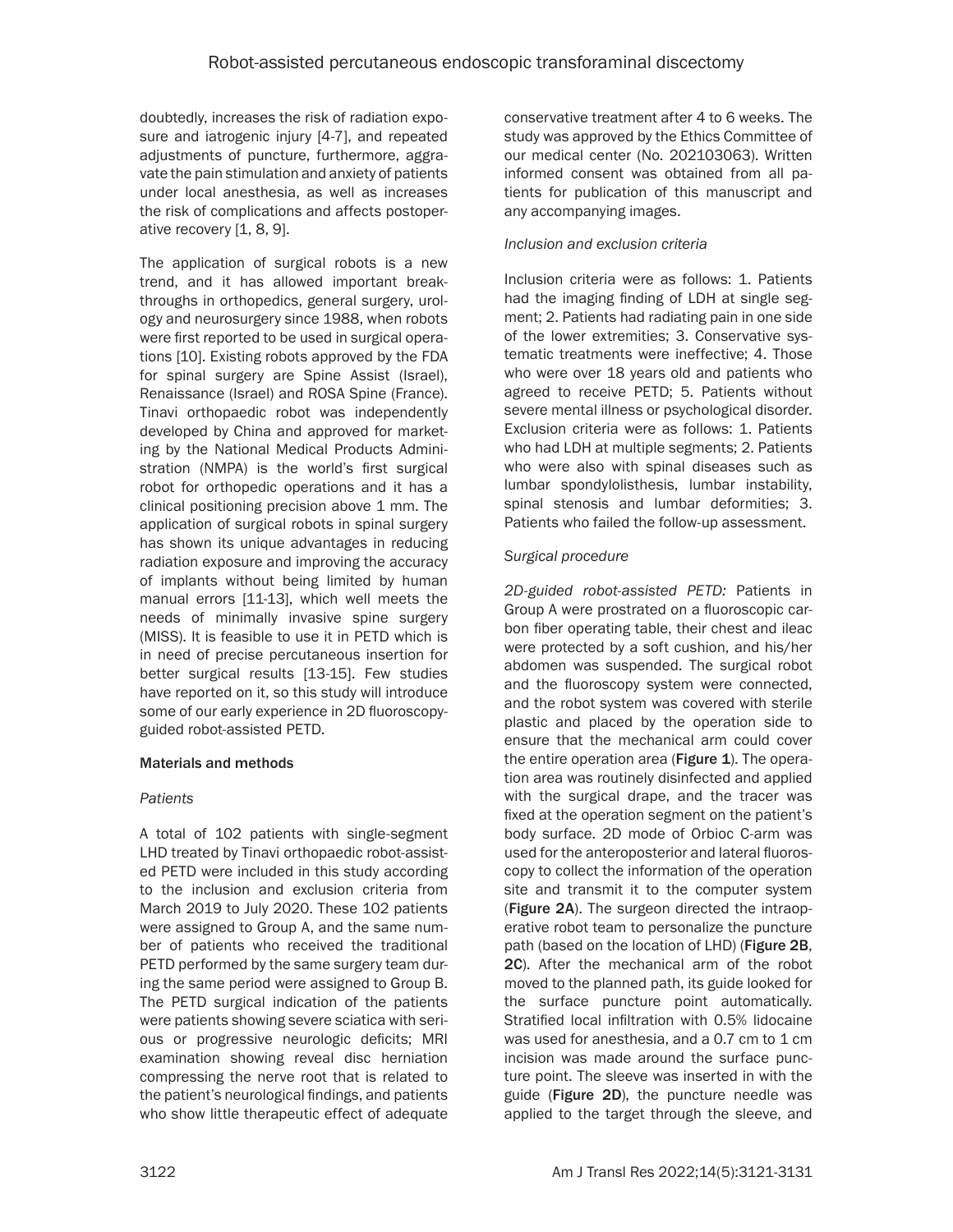doubtedly, increases the risk of radiation exposure and iatrogenic injury [4-7], and repeated adjustments of puncture, furthermore, aggravate the pain stimulation and anxiety of patients under local anesthesia, as well as increases the risk of complications and affects postoperative recovery [1, 8, 9].

The application of surgical robots is a new trend, and it has allowed important breakthroughs in orthopedics, general surgery, urology and neurosurgery since 1988, when robots were first reported to be used in surgical operations [10]. Existing robots approved by the FDA for spinal surgery are Spine Assist (Israel), Renaissance (Israel) and ROSA Spine (France). Tinavi orthopaedic robot was independently developed by China and approved for marketing by the National Medical Products Administration (NMPA) is the world's first surgical robot for orthopedic operations and it has a clinical positioning precision above 1 mm. The application of surgical robots in spinal surgery has shown its unique advantages in reducing radiation exposure and improving the accuracy of implants without being limited by human manual errors [11-13], which well meets the needs of minimally invasive spine surgery (MISS). It is feasible to use it in PETD which is in need of precise percutaneous insertion for better surgical results [13-15]. Few studies have reported on it, so this study will introduce some of our early experience in 2D fluoroscopy-guided robot-assisted PETD.

## Materials and methods

### *Patients*

A total of 102 patients with single-segment LHD treated by Tinavi orthopaedic robot-assisted PETD were included in this study according to the inclusion and exclusion criteria from March 2019 to July 2020. These 102 patients were assigned to Group A, and the same number of patients who received the traditional PETD performed by the same surgery team during the same period were assigned to Group B. The PETD surgical indication of the patients were patients showing severe sciatica with serious or progressive neurologic deficits; MRI examination showing reveal disc herniation compressing the nerve root that is related to the patient's neurological findings, and patients who show little therapeutic effect of adequate conservative treatment after 4 to 6 weeks. The study was approved by the Ethics Committee of our medical center (No. 202103063). Written informed consent was obtained from all patients for publication of this manuscript and any accompanying images.

### *Inclusion and exclusion criteria*

Inclusion criteria were as follows: 1. Patients had the imaging finding of LDH at single segment; 2. Patients had radiating pain in one side of the lower extremities; 3. Conservative systematic treatments were ineffective; 4. Those who were over 18 years old and patients who agreed to receive PETD; 5. Patients without severe mental illness or psychological disorder. Exclusion criteria were as follows: 1. Patients who had LDH at multiple segments; 2. Patients who were also with spinal diseases such as lumbar spondylolisthesis, lumbar instability, spinal stenosis and lumbar deformities; 3. Patients who failed the follow-up assessment.

### *Surgical procedure*

*2D-guided robot-assisted PETD:* Patients in Group A were prostrated on a fluoroscopic carbon fiber operating table, their chest and ileac were protected by a soft cushion, and his/her abdomen was suspended. The surgical robot and the fluoroscopy system were connected, and the robot system was covered with sterile plastic and placed by the operation side to ensure that the mechanical arm could cover the entire operation area (**Figure 1**). The operation area was routinely disinfected and applied with the surgical drape, and the tracer was fixed at the operation segment on the patient's body surface. 2D mode of Orbioc C-arm was used for the anteroposterior and lateral fluoroscopy to collect the information of the operation site and transmit it to the computer system (**Figure 2A**). The surgeon directed the intraoperative robot team to personalize the puncture path (based on the location of LHD) (**Figure 2B**, **2C**). After the mechanical arm of the robot moved to the planned path, its guide looked for the surface puncture point automatically. Stratified local infiltration with 0.5% lidocaine was used for anesthesia, and a 0.7 cm to 1 cm incision was made around the surface puncture point. The sleeve was inserted in with the guide (**Figure 2D**), the puncture needle was applied to the target through the sleeve, and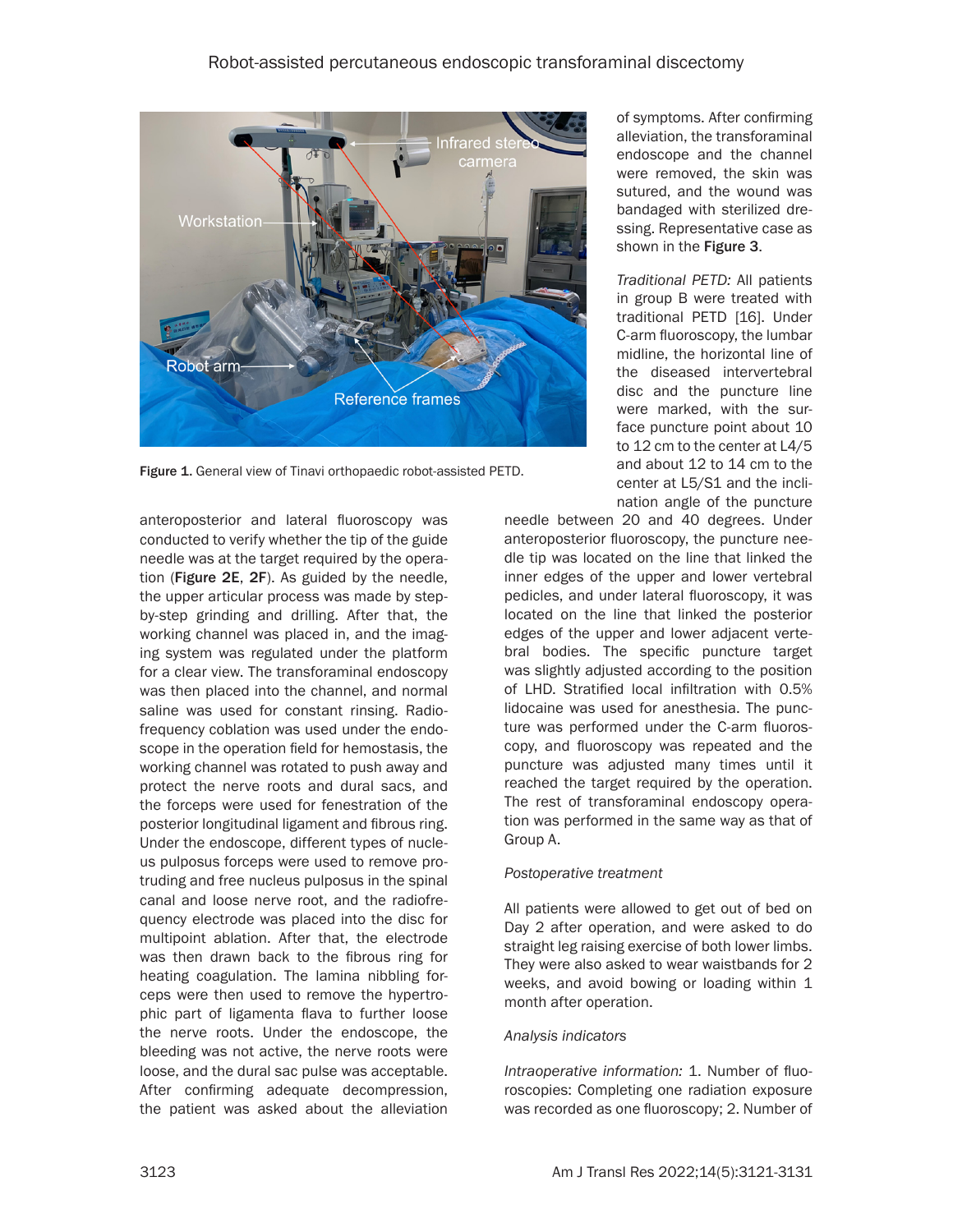Figure 1. General view of Tinavi orthopaedic robot-assisted PETD.

anteroposterior and lateral fluoroscopy was conducted to verify whether the tip of the guide needle was at the target required by the operation (**Figure 2E**, **2F**). As guided by the needle, the upper articular process was made by step-by-step grinding and drilling. After that, the working channel was placed in, and the imaging system was regulated under the platform for a clear view. The transforaminal endoscopy was then placed into the channel, and normal saline was used for constant rinsing. Radiofrequency coblation was used under the endoscope in the operation field for hemostasis, the working channel was rotated to push away and protect the nerve roots and dural sacs, and the forceps were used for fenestration of the posterior longitudinal ligament and fibrous ring. Under the endoscope, different types of nucleus pulposus forceps were used to remove protruding and free nucleus pulposus in the spinal canal and loose nerve root, and the radiofrequency electrode was placed into the disc for multipoint ablation. After that, the electrode was then drawn back to the fibrous ring for heating coagulation. The lamina nibbling forceps were then used to remove the hypertrophic part of ligamenta flava to further loose the nerve roots. Under the endoscope, the bleeding was not active, the nerve roots were loose, and the dural sac pulse was acceptable. After confirming adequate decompression, the patient was asked about the alleviation of symptoms. After confirming alleviation, the transforaminal endoscope and the channel were removed, the skin was sutured, and the wound was bandaged with sterilized dressing. Representative case as shown in the **Figure 3**.

*Traditional PETD:* All patients in group B were treated with traditional PETD [16]. Under C-arm fluoroscopy, the lumbar midline, the horizontal line of the diseased intervertebral disc and the puncture line were marked, with the surface puncture point about 10 to 12 cm to the center at L4/5 and about 12 to 14 cm to the center at L5/S1 and the inclination angle of the puncture needle between 20 and 40 degrees. Under anteroposterior fluoroscopy, the puncture needle tip was located on the line that linked the inner edges of the upper and lower vertebral pedicles, and under lateral fluoroscopy, it was located on the line that linked the posterior edges of the upper and lower adjacent vertebral bodies. The specific puncture target was slightly adjusted according to the position of LHD. Stratified local infiltration with 0.5% lidocaine was used for anesthesia. The puncture was performed under the C-arm fluoroscopy, and fluoroscopy was repeated and the puncture was adjusted many times until it reached the target required by the operation. The rest of transforaminal endoscopy operation was performed in the same way as that of Group A.

*Postoperative treatment*

All patients were allowed to get out of bed on Day 2 after operation, and were asked to do straight leg raising exercise of both lower limbs. They were also asked to wear waistbands for 2 weeks, and avoid bowing or loading within 1 month after operation.

*Analysis indicators*

*Intraoperative information:* 1. Number of fluoroscopies: Completing one radiation exposure was recorded as one fluoroscopy; 2. Number of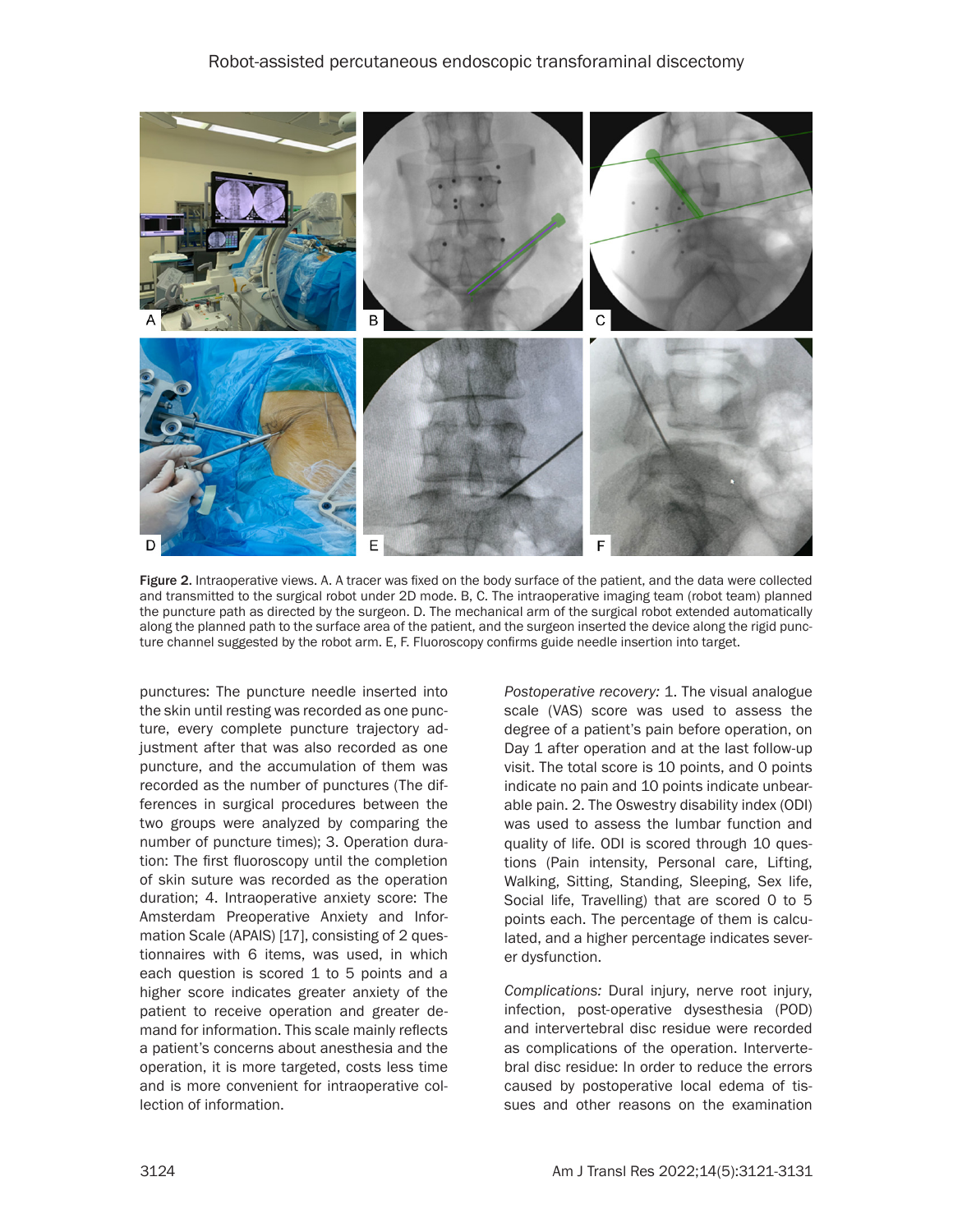Figure 2. Intraoperative views. A. A tracer was fixed on the body surface of the patient, and the data were collected and transmitted to the surgical robot under 2D mode. B, C. The intraoperative imaging team (robot team) planned the puncture path as directed by the surgeon. D. The mechanical arm of the surgical robot extended automatically along the planned path to the surface area of the patient, and the surgeon inserted the device along the rigid puncture channel suggested by the robot arm. E, F. Fluoroscopy confirms guide needle insertion into target.

punctures: The puncture needle inserted into the skin until resting was recorded as one puncture, every complete puncture trajectory adjustment after that was also recorded as one puncture, and the accumulation of them was recorded as the number of punctures (The differences in surgical procedures between the two groups were analyzed by comparing the number of puncture times); 3. Operation duration: The first fluoroscopy until the completion of skin suture was recorded as the operation duration; 4. Intraoperative anxiety score: The Amsterdam Preoperative Anxiety and Information Scale (APAIS) [17], consisting of 2 questionnaires with 6 items, was used, in which each question is scored 1 to 5 points and a higher score indicates greater anxiety of the patient to receive operation and greater demand for information. This scale mainly reflects a patient's concerns about anesthesia and the operation, it is more targeted, costs less time and is more convenient for intraoperative collection of information.

*Postoperative recovery:* 1. The visual analogue scale (VAS) score was used to assess the degree of a patient's pain before operation, on Day 1 after operation and at the last follow-up visit. The total score is 10 points, and 0 points indicate no pain and 10 points indicate unbearable pain. 2. The Oswestry disability index (ODI) was used to assess the lumbar function and quality of life. ODI is scored through 10 questions (Pain intensity, Personal care, Lifting, Walking, Sitting, Standing, Sleeping, Sex life, Social life, Travelling) that are scored 0 to 5 points each. The percentage of them is calculated, and a higher percentage indicates severer dysfunction.

*Complications:* Dural injury, nerve root injury, infection, post-operative dysesthesia (POD) and intervertebral disc residue were recorded as complications of the operation. Intervertebral disc residue: In order to reduce the errors caused by postoperative local edema of tissues and other reasons on the examination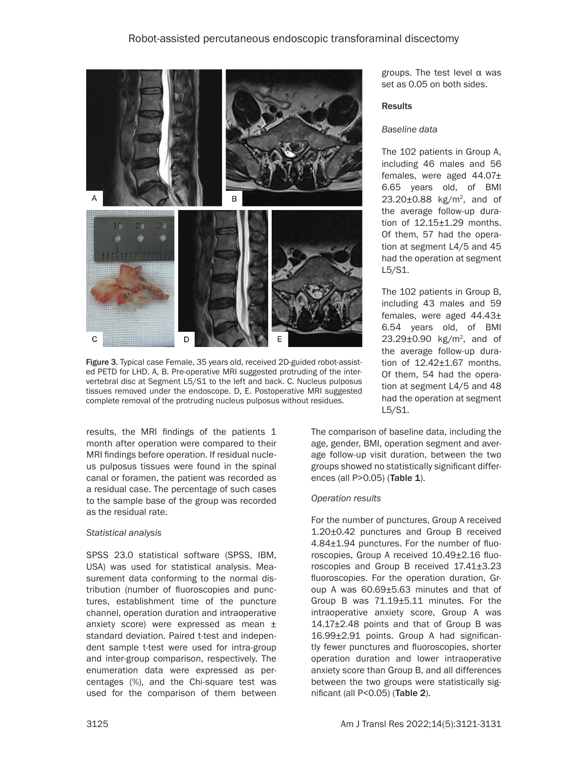Figure 3. Typical case Female, 35 years old, received 2D-guided robot-assisted PETD for LHD. A, B. Pre-operative MRI suggested protruding of the intervertebral disc at Segment L5/S1 to the left and back. C. Nucleus pulposus tissues removed under the endoscope. D, E. Postoperative MRI suggested complete removal of the protruding nucleus pulposus without residues.

results, the MRI findings of the patients 1 month after operation were compared to their MRI findings before operation. If residual nucleus pulposus tissues were found in the spinal canal or foramen, the patient was recorded as a residual case. The percentage of such cases to the sample base of the group was recorded as the residual rate.

### *Statistical analysis*

SPSS 23.0 statistical software (SPSS, IBM, USA) was used for statistical analysis. Measurement data conforming to the normal distribution (number of fluoroscopies and punctures, establishment time of the puncture channel, operation duration and intraoperative anxiety score) were expressed as mean ± standard deviation. Paired t-test and independent sample t-test were used for intra-group and inter-group comparison, respectively. The enumeration data were expressed as percentages (%), and the Chi-square test was used for the comparison of them between groups. The test level α was set as 0.05 on both sides.

## Results

### *Baseline data*

The 102 patients in Group A, including 46 males and 56 females, were aged 44.07±6.65 years old, of BMI 23.20±0.88 kg/m$^2$, and of the average follow-up duration of 12.15±1.29 months. Of them, 57 had the operation at segment L4/5 and 45 had the operation at segment L5/S1.

The 102 patients in Group B, including 43 males and 59 females, were aged 44.43±6.54 years old, of BMI 23.29±0.90 kg/m$^2$, and of the average follow-up duration of 12.42±1.67 months. Of them, 54 had the operation at segment L4/5 and 48 had the operation at segment L5/S1.

The comparison of baseline data, including the age, gender, BMI, operation segment and average follow-up visit duration, between the two groups showed no statistically significant differences (all P>0.05) (**Table 1**).

### *Operation results*

For the number of punctures, Group A received 1.20±0.42 punctures and Group B received 4.84±1.94 punctures. For the number of fluoroscopies, Group A received 10.49±2.16 fluoroscopies and Group B received 17.41±3.23 fluoroscopies. For the operation duration, Group A was 60.69±5.63 minutes and that of Group B was 71.19±5.11 minutes. For the intraoperative anxiety score, Group A was 14.17±2.48 points and that of Group B was 16.99±2.91 points. Group A had significantly fewer punctures and fluoroscopies, shorter operation duration and lower intraoperative anxiety score than Group B, and all differences between the two groups were statistically significant (all P<0.05) (**Table 2**).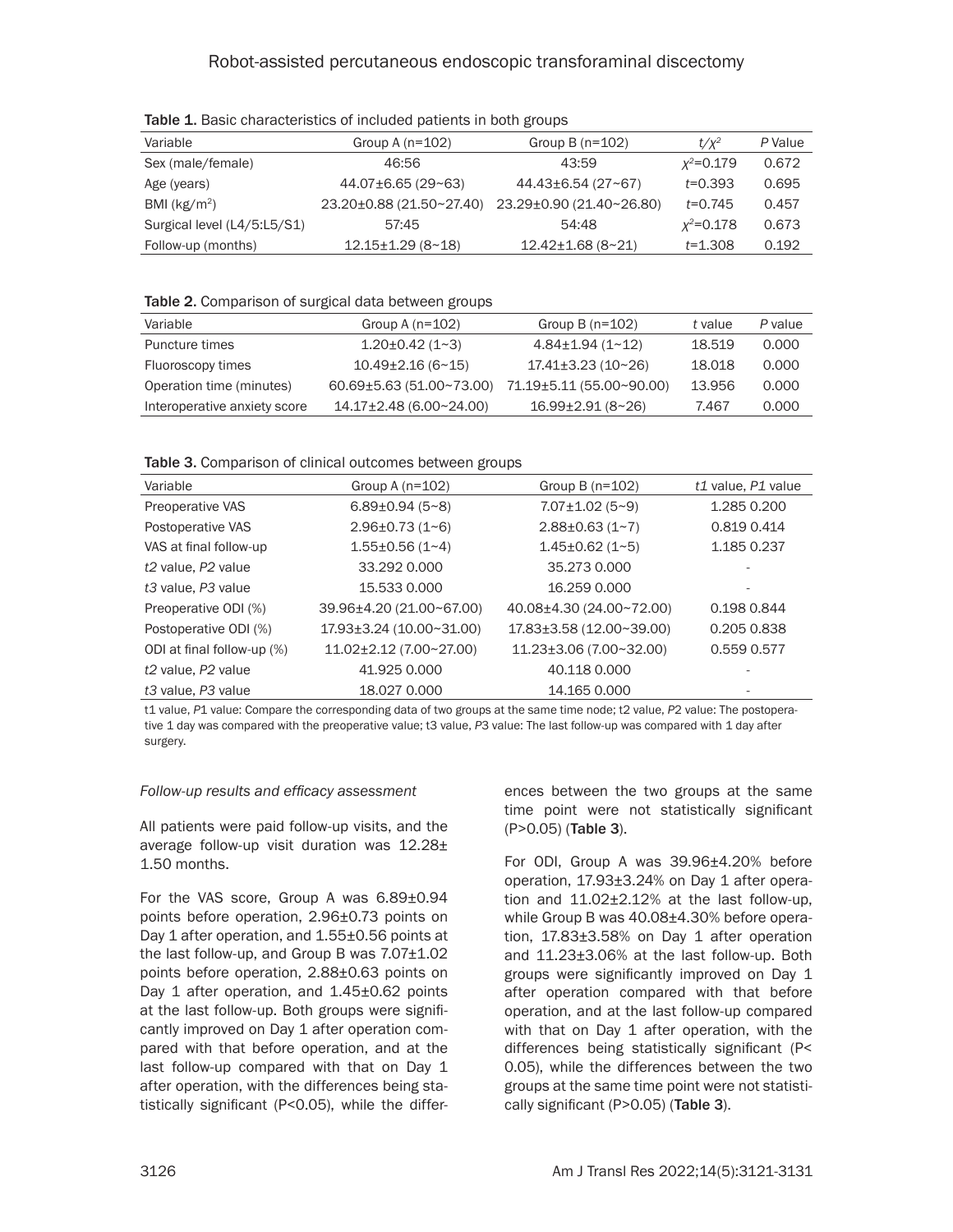**Table 1.** Basic characteristics of included patients in both groups

| Variable | Group A (n=102) | Group B (n=102) | $t/\chi^2$ | *P* Value |
|---|---|---|---|---|
| Sex (male/female) | 46:56 | 43:59 | $\chi^2$=0.179 | 0.672 |
| Age (years) | 44.07±6.65 (29~63) | 44.43±6.54 (27~67) | *t*=0.393 | 0.695 |
| BMI (kg/m$^2$) | 23.20±0.88 (21.50~27.40) | 23.29±0.90 (21.40~26.80) | *t*=0.745 | 0.457 |
| Surgical level (L4/5:L5/S1) | 57:45 | 54:48 | $\chi^2$=0.178 | 0.673 |
| Follow-up (months) | 12.15±1.29 (8~18) | 12.42±1.68 (8~21) | *t*=1.308 | 0.192 |

**Table 2.** Comparison of surgical data between groups

| Variable | Group A (n=102) | Group B (n=102) | *t* value | *P* value |
|---|---|---|---|---|
| Puncture times | 1.20±0.42 (1~3) | 4.84±1.94 (1~12) | 18.519 | 0.000 |
| Fluoroscopy times | 10.49±2.16 (6~15) | 17.41±3.23 (10~26) | 18.018 | 0.000 |
| Operation time (minutes) | 60.69±5.63 (51.00~73.00) | 71.19±5.11 (55.00~90.00) | 13.956 | 0.000 |
| Interoperative anxiety score | 14.17±2.48 (6.00~24.00) | 16.99±2.91 (8~26) | 7.467 | 0.000 |

**Table 3.** Comparison of clinical outcomes between groups

| Variable | Group A (n=102) | Group B (n=102) | *t1* value, *P1* value |
|---|---|---|---|
| Preoperative VAS | 6.89±0.94 (5~8) | 7.07±1.02 (5~9) | 1.285 0.200 |
| Postoperative VAS | 2.96±0.73 (1~6) | 2.88±0.63 (1~7) | 0.819 0.414 |
| VAS at final follow-up | 1.55±0.56 (1~4) | 1.45±0.62 (1~5) | 1.185 0.237 |
| *t2* value, *P2* value | 33.292 0.000 | 35.273 0.000 | - |
| *t3* value, *P3* value | 15.533 0.000 | 16.259 0.000 | - |
| Preoperative ODI (%) | 39.96±4.20 (21.00~67.00) | 40.08±4.30 (24.00~72.00) | 0.198 0.844 |
| Postoperative ODI (%) | 17.93±3.24 (10.00~31.00) | 17.83±3.58 (12.00~39.00) | 0.205 0.838 |
| ODI at final follow-up (%) | 11.02±2.12 (7.00~27.00) | 11.23±3.06 (7.00~32.00) | 0.559 0.577 |
| *t2* value, *P2* value | 41.925 0.000 | 40.118 0.000 | - |
| *t3* value, *P3* value | 18.027 0.000 | 14.165 0.000 | - |

t1 value, *P*1 value: Compare the corresponding data of two groups at the same time node; t2 value, *P*2 value: The postoperative 1 day was compared with the preoperative value; t3 value, *P*3 value: The last follow-up was compared with 1 day after surgery.

*Follow-up results and efficacy assessment*

All patients were paid follow-up visits, and the average follow-up visit duration was 12.28±1.50 months.

For the VAS score, Group A was 6.89±0.94 points before operation, 2.96±0.73 points on Day 1 after operation, and 1.55±0.56 points at the last follow-up, and Group B was 7.07±1.02 points before operation, 2.88±0.63 points on Day 1 after operation, and 1.45±0.62 points at the last follow-up. Both groups were significantly improved on Day 1 after operation compared with that before operation, and at the last follow-up compared with that on Day 1 after operation, with the differences being statistically significant (P<0.05), while the differences between the two groups at the same time point were not statistically significant (P>0.05) (**Table 3**).

For ODI, Group A was 39.96±4.20% before operation, 17.93±3.24% on Day 1 after operation and 11.02±2.12% at the last follow-up, while Group B was 40.08±4.30% before operation, 17.83±3.58% on Day 1 after operation and 11.23±3.06% at the last follow-up. Both groups were significantly improved on Day 1 after operation compared with that before operation, and at the last follow-up compared with that on Day 1 after operation, with the differences being statistically significant (P<0.05), while the differences between the two groups at the same time point were not statistically significant (P>0.05) (**Table 3**).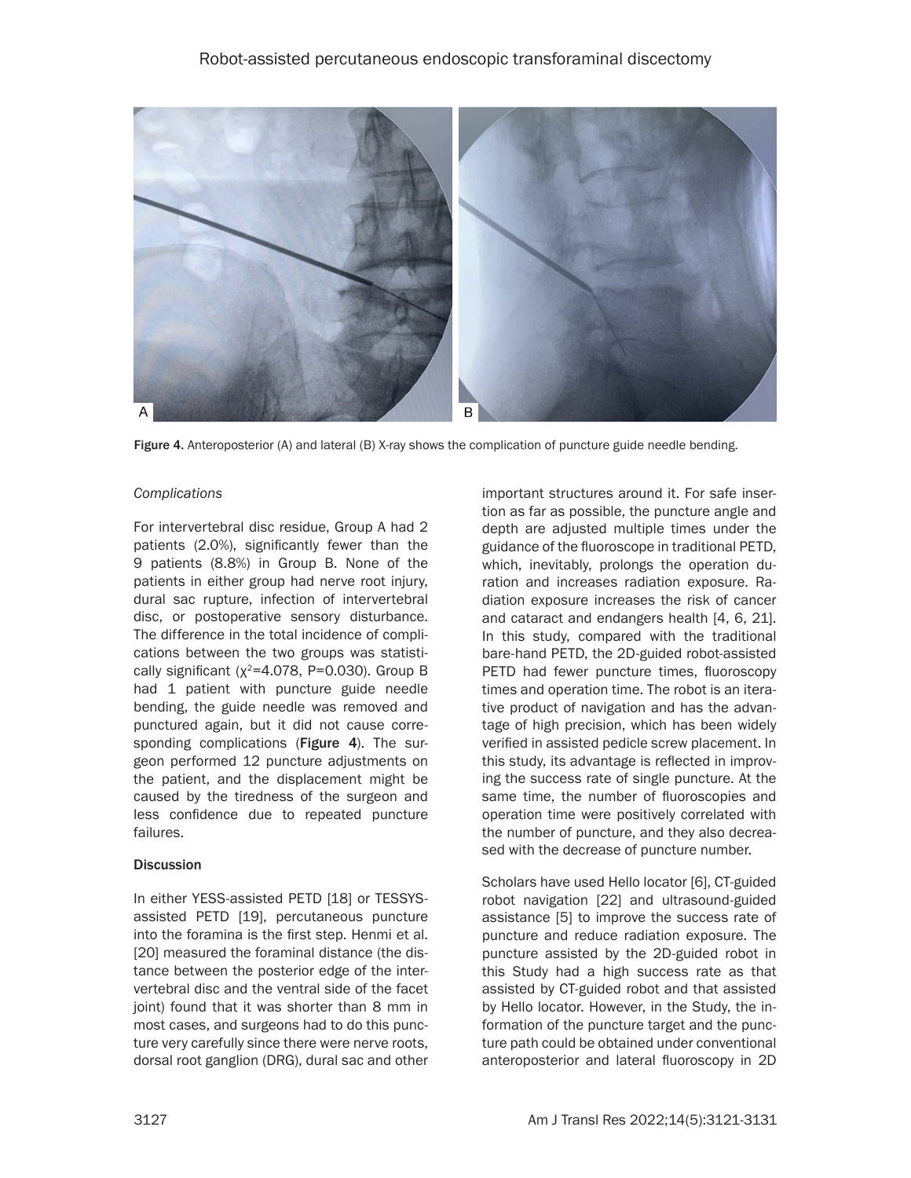Figure 4. Anteroposterior (A) and lateral (B) X-ray shows the complication of puncture guide needle bending.

*Complications*

For intervertebral disc residue, Group A had 2 patients (2.0%), significantly fewer than the 9 patients (8.8%) in Group B. None of the patients in either group had nerve root injury, dural sac rupture, infection of intervertebral disc, or postoperative sensory disturbance. The difference in the total incidence of complications between the two groups was statistically significant ($\chi^2$=4.078, P=0.030). Group B had 1 patient with puncture guide needle bending, the guide needle was removed and punctured again, but it did not cause corresponding complications (**Figure 4**). The surgeon performed 12 puncture adjustments on the patient, and the displacement might be caused by the tiredness of the surgeon and less confidence due to repeated puncture failures.

## Discussion

In either YESS-assisted PETD [18] or TESSYS-assisted PETD [19], percutaneous puncture into the foramina is the first step. Henmi et al. [20] measured the foraminal distance (the distance between the posterior edge of the intervertebral disc and the ventral side of the facet joint) found that it was shorter than 8 mm in most cases, and surgeons had to do this puncture very carefully since there were nerve roots, dorsal root ganglion (DRG), dural sac and other important structures around it. For safe insertion as far as possible, the puncture angle and depth are adjusted multiple times under the guidance of the fluoroscope in traditional PETD, which, inevitably, prolongs the operation duration and increases radiation exposure. Radiation exposure increases the risk of cancer and cataract and endangers health [4, 6, 21]. In this study, compared with the traditional bare-hand PETD, the 2D-guided robot-assisted PETD had fewer puncture times, fluoroscopy times and operation time. The robot is an iterative product of navigation and has the advantage of high precision, which has been widely verified in assisted pedicle screw placement. In this study, its advantage is reflected in improving the success rate of single puncture. At the same time, the number of fluoroscopies and operation time were positively correlated with the number of puncture, and they also decreased with the decrease of puncture number.

Scholars have used Hello locator [6], CT-guided robot navigation [22] and ultrasound-guided assistance [5] to improve the success rate of puncture and reduce radiation exposure. The puncture assisted by the 2D-guided robot in this Study had a high success rate as that assisted by CT-guided robot and that assisted by Hello locator. However, in the Study, the information of the puncture target and the puncture path could be obtained under conventional anteroposterior and lateral fluoroscopy in 2D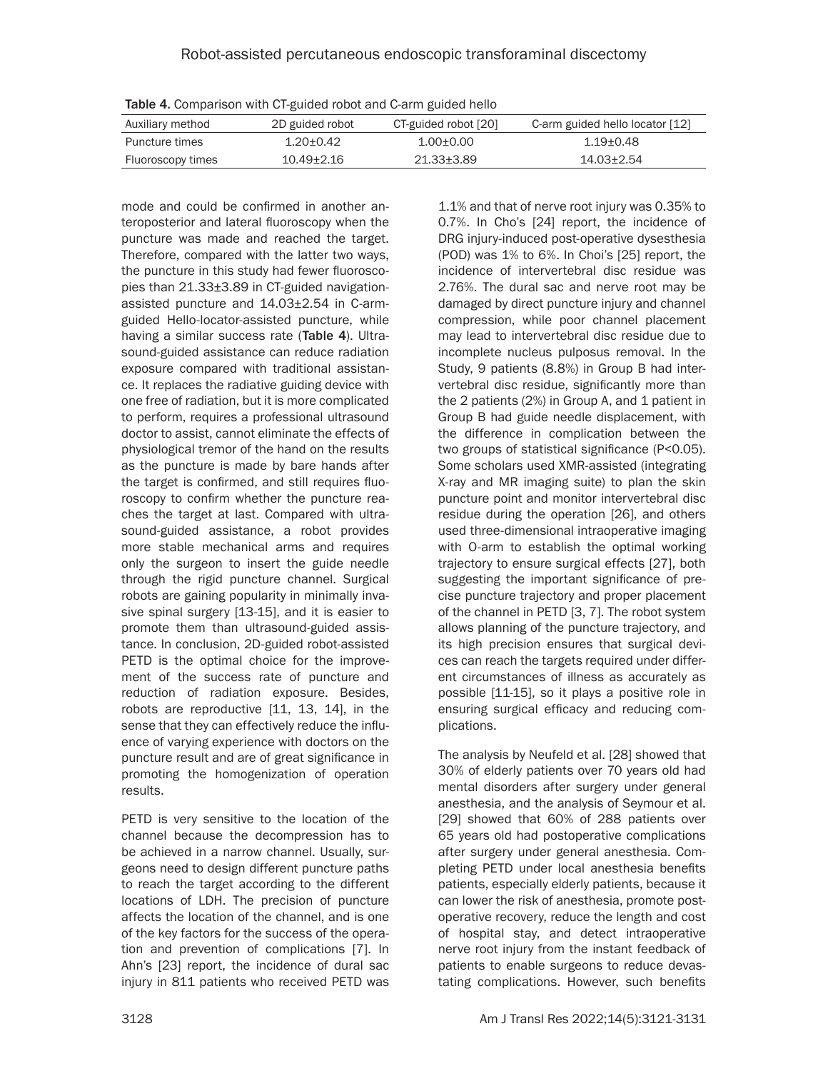**Table 4.** Comparison with CT-guided robot and C-arm guided hello

| Auxiliary method | 2D guided robot | CT-guided robot [20] | C-arm guided hello locator [12] |
|---|---|---|---|
| Puncture times | 1.20±0.42 | 1.00±0.00 | 1.19±0.48 |
| Fluoroscopy times | 10.49±2.16 | 21.33±3.89 | 14.03±2.54 |

mode and could be confirmed in another anteroposterior and lateral fluoroscopy when the puncture was made and reached the target. Therefore, compared with the latter two ways, the puncture in this study had fewer fluoroscopies than 21.33±3.89 in CT-guided navigation-assisted puncture and 14.03±2.54 in C-arm-guided Hello-locator-assisted puncture, while having a similar success rate (**Table 4**). Ultrasound-guided assistance can reduce radiation exposure compared with traditional assistance. It replaces the radiative guiding device with one free of radiation, but it is more complicated to perform, requires a professional ultrasound doctor to assist, cannot eliminate the effects of physiological tremor of the hand on the results as the puncture is made by bare hands after the target is confirmed, and still requires fluoroscopy to confirm whether the puncture reaches the target at last. Compared with ultrasound-guided assistance, a robot provides more stable mechanical arms and requires only the surgeon to insert the guide needle through the rigid puncture channel. Surgical robots are gaining popularity in minimally invasive spinal surgery [13-15], and it is easier to promote them than ultrasound-guided assistance. In conclusion, 2D-guided robot-assisted PETD is the optimal choice for the improvement of the success rate of puncture and reduction of radiation exposure. Besides, robots are reproductive [11, 13, 14], in the sense that they can effectively reduce the influence of varying experience with doctors on the puncture result and are of great significance in promoting the homogenization of operation results.

PETD is very sensitive to the location of the channel because the decompression has to be achieved in a narrow channel. Usually, surgeons need to design different puncture paths to reach the target according to the different locations of LDH. The precision of puncture affects the location of the channel, and is one of the key factors for the success of the operation and prevention of complications [7]. In Ahn's [23] report, the incidence of dural sac injury in 811 patients who received PETD was 1.1% and that of nerve root injury was 0.35% to 0.7%. In Cho's [24] report, the incidence of DRG injury-induced post-operative dysesthesia (POD) was 1% to 6%. In Choi's [25] report, the incidence of intervertebral disc residue was 2.76%. The dural sac and nerve root may be damaged by direct puncture injury and channel compression, while poor channel placement may lead to intervertebral disc residue due to incomplete nucleus pulposus removal. In the Study, 9 patients (8.8%) in Group B had intervertebral disc residue, significantly more than the 2 patients (2%) in Group A, and 1 patient in Group B had guide needle displacement, with the difference in complication between the two groups of statistical significance ($P<0.05$). Some scholars used XMR-assisted (integrating X-ray and MR imaging suite) to plan the skin puncture point and monitor intervertebral disc residue during the operation [26], and others used three-dimensional intraoperative imaging with O-arm to establish the optimal working trajectory to ensure surgical effects [27], both suggesting the important significance of precise puncture trajectory and proper placement of the channel in PETD [3, 7]. The robot system allows planning of the puncture trajectory, and its high precision ensures that surgical devices can reach the targets required under different circumstances of illness as accurately as possible [11-15], so it plays a positive role in ensuring surgical efficacy and reducing complications.

The analysis by Neufeld et al. [28] showed that 30% of elderly patients over 70 years old had mental disorders after surgery under general anesthesia, and the analysis of Seymour et al. [29] showed that 60% of 288 patients over 65 years old had postoperative complications after surgery under general anesthesia. Completing PETD under local anesthesia benefits patients, especially elderly patients, because it can lower the risk of anesthesia, promote postoperative recovery, reduce the length and cost of hospital stay, and detect intraoperative nerve root injury from the instant feedback of patients to enable surgeons to reduce devastating complications. However, such benefits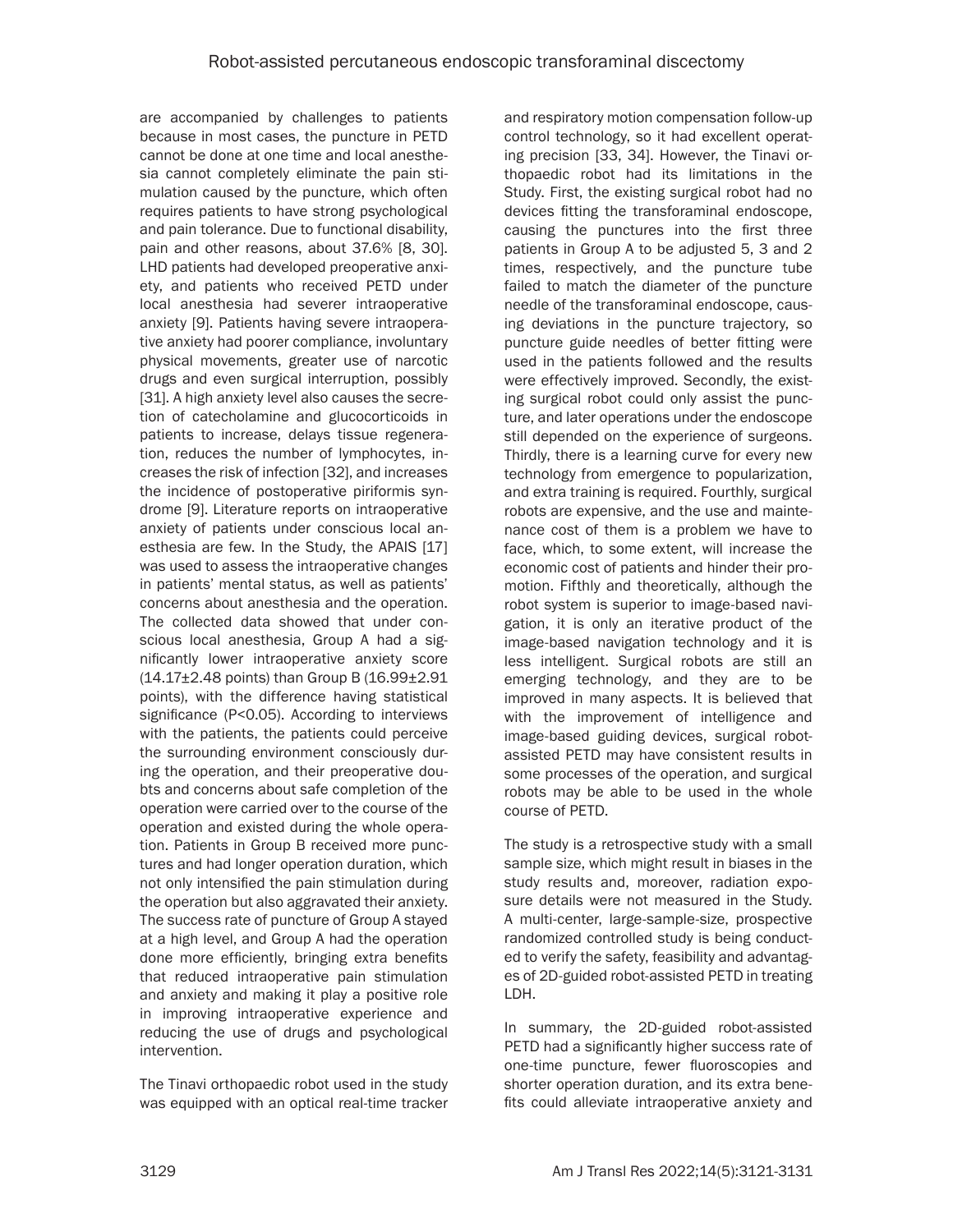are accompanied by challenges to patients because in most cases, the puncture in PETD cannot be done at one time and local anesthesia cannot completely eliminate the pain stimulation caused by the puncture, which often requires patients to have strong psychological and pain tolerance. Due to functional disability, pain and other reasons, about 37.6% [8, 30]. LHD patients had developed preoperative anxiety, and patients who received PETD under local anesthesia had severer intraoperative anxiety [9]. Patients having severe intraoperative anxiety had poorer compliance, involuntary physical movements, greater use of narcotic drugs and even surgical interruption, possibly [31]. A high anxiety level also causes the secretion of catecholamine and glucocorticoids in patients to increase, delays tissue regeneration, reduces the number of lymphocytes, increases the risk of infection [32], and increases the incidence of postoperative piriformis syndrome [9]. Literature reports on intraoperative anxiety of patients under conscious local anesthesia are few. In the Study, the APAIS [17] was used to assess the intraoperative changes in patients' mental status, as well as patients' concerns about anesthesia and the operation. The collected data showed that under conscious local anesthesia, Group A had a significantly lower intraoperative anxiety score (14.17±2.48 points) than Group B (16.99±2.91 points), with the difference having statistical significance ($P<0.05$). According to interviews with the patients, the patients could perceive the surrounding environment consciously during the operation, and their preoperative doubts and concerns about safe completion of the operation were carried over to the course of the operation and existed during the whole operation. Patients in Group B received more punctures and had longer operation duration, which not only intensified the pain stimulation during the operation but also aggravated their anxiety. The success rate of puncture of Group A stayed at a high level, and Group A had the operation done more efficiently, bringing extra benefits that reduced intraoperative pain stimulation and anxiety and making it play a positive role in improving intraoperative experience and reducing the use of drugs and psychological intervention.

The Tinavi orthopaedic robot used in the study was equipped with an optical real-time tracker and respiratory motion compensation follow-up control technology, so it had excellent operating precision [33, 34]. However, the Tinavi orthopaedic robot had its limitations in the Study. First, the existing surgical robot had no devices fitting the transforaminal endoscope, causing the punctures into the first three patients in Group A to be adjusted 5, 3 and 2 times, respectively, and the puncture tube failed to match the diameter of the puncture needle of the transforaminal endoscope, causing deviations in the puncture trajectory, so puncture guide needles of better fitting were used in the patients followed and the results were effectively improved. Secondly, the existing surgical robot could only assist the puncture, and later operations under the endoscope still depended on the experience of surgeons. Thirdly, there is a learning curve for every new technology from emergence to popularization, and extra training is required. Fourthly, surgical robots are expensive, and the use and maintenance cost of them is a problem we have to face, which, to some extent, will increase the economic cost of patients and hinder their promotion. Fifthly and theoretically, although the robot system is superior to image-based navigation, it is only an iterative product of the image-based navigation technology and it is less intelligent. Surgical robots are still an emerging technology, and they are to be improved in many aspects. It is believed that with the improvement of intelligence and image-based guiding devices, surgical robot-assisted PETD may have consistent results in some processes of the operation, and surgical robots may be able to be used in the whole course of PETD.

The study is a retrospective study with a small sample size, which might result in biases in the study results and, moreover, radiation exposure details were not measured in the Study. A multi-center, large-sample-size, prospective randomized controlled study is being conducted to verify the safety, feasibility and advantages of 2D-guided robot-assisted PETD in treating LDH.

In summary, the 2D-guided robot-assisted PETD had a significantly higher success rate of one-time puncture, fewer fluoroscopies and shorter operation duration, and its extra benefits could alleviate intraoperative anxiety and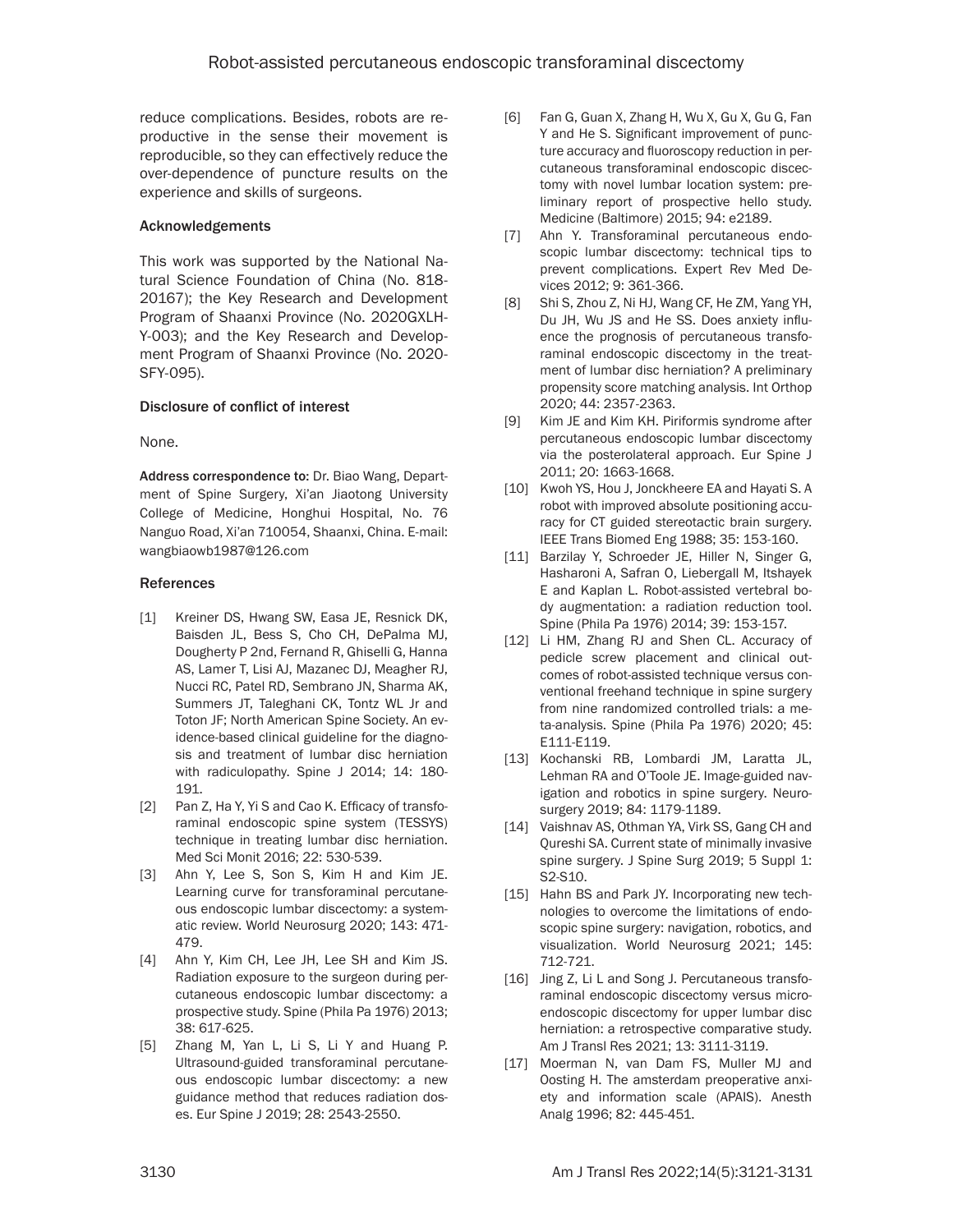reduce complications. Besides, robots are reproductive in the sense their movement is reproducible, so they can effectively reduce the over-dependence of puncture results on the experience and skills of surgeons.

## Acknowledgements

This work was supported by the National Natural Science Foundation of China (No. 81820167); the Key Research and Development Program of Shaanxi Province (No. 2020GXLH-Y-003); and the Key Research and Development Program of Shaanxi Province (No. 2020-SFY-095).

## Disclosure of conflict of interest

None.

**Address correspondence to:** Dr. Biao Wang, Department of Spine Surgery, Xi'an Jiaotong University College of Medicine, Honghui Hospital, No. 76 Nanguo Road, Xi'an 710054, Shaanxi, China. E-mail: wangbiaowb1987@126.com

## References

[1] Kreiner DS, Hwang SW, Easa JE, Resnick DK, Baisden JL, Bess S, Cho CH, DePalma MJ, Dougherty P 2nd, Fernand R, Ghiselli G, Hanna AS, Lamer T, Lisi AJ, Mazanec DJ, Meagher RJ, Nucci RC, Patel RD, Sembrano JN, Sharma AK, Summers JT, Taleghani CK, Tontz WL Jr and Toton JF; North American Spine Society. An evidence-based clinical guideline for the diagnosis and treatment of lumbar disc herniation with radiculopathy. Spine J 2014; 14: 180-191.

[2] Pan Z, Ha Y, Yi S and Cao K. Efficacy of transforaminal endoscopic spine system (TESSYS) technique in treating lumbar disc herniation. Med Sci Monit 2016; 22: 530-539.

[3] Ahn Y, Lee S, Son S, Kim H and Kim JE. Learning curve for transforaminal percutaneous endoscopic lumbar discectomy: a systematic review. World Neurosurg 2020; 143: 471-479.

[4] Ahn Y, Kim CH, Lee JH, Lee SH and Kim JS. Radiation exposure to the surgeon during percutaneous endoscopic lumbar discectomy: a prospective study. Spine (Phila Pa 1976) 2013; 38: 617-625.

[5] Zhang M, Yan L, Li S, Li Y and Huang P. Ultrasound-guided transforaminal percutaneous endoscopic lumbar discectomy: a new guidance method that reduces radiation doses. Eur Spine J 2019; 28: 2543-2550.

[6] Fan G, Guan X, Zhang H, Wu X, Gu X, Gu G, Fan Y and He S. Significant improvement of puncture accuracy and fluoroscopy reduction in percutaneous transforaminal endoscopic discectomy with novel lumbar location system: preliminary report of prospective hello study. Medicine (Baltimore) 2015; 94: e2189.

[7] Ahn Y. Transforaminal percutaneous endoscopic lumbar discectomy: technical tips to prevent complications. Expert Rev Med Devices 2012; 9: 361-366.

[8] Shi S, Zhou Z, Ni HJ, Wang CF, He ZM, Yang YH, Du JH, Wu JS and He SS. Does anxiety influence the prognosis of percutaneous transforaminal endoscopic discectomy in the treatment of lumbar disc herniation? A preliminary propensity score matching analysis. Int Orthop 2020; 44: 2357-2363.

[9] Kim JE and Kim KH. Piriformis syndrome after percutaneous endoscopic lumbar discectomy via the posterolateral approach. Eur Spine J 2011; 20: 1663-1668.

[10] Kwoh YS, Hou J, Jonckheere EA and Hayati S. A robot with improved absolute positioning accuracy for CT guided stereotactic brain surgery. IEEE Trans Biomed Eng 1988; 35: 153-160.

[11] Barzilay Y, Schroeder JE, Hiller N, Singer G, Hasharoni A, Safran O, Liebergall M, Itshayek E and Kaplan L. Robot-assisted vertebral body augmentation: a radiation reduction tool. Spine (Phila Pa 1976) 2014; 39: 153-157.

[12] Li HM, Zhang RJ and Shen CL. Accuracy of pedicle screw placement and clinical outcomes of robot-assisted technique versus conventional freehand technique in spine surgery from nine randomized controlled trials: a meta-analysis. Spine (Phila Pa 1976) 2020; 45: E111-E119.

[13] Kochanski RB, Lombardi JM, Laratta JL, Lehman RA and O'Toole JE. Image-guided navigation and robotics in spine surgery. Neurosurgery 2019; 84: 1179-1189.

[14] Vaishnav AS, Othman YA, Virk SS, Gang CH and Qureshi SA. Current state of minimally invasive spine surgery. J Spine Surg 2019; 5 Suppl 1: S2-S10.

[15] Hahn BS and Park JY. Incorporating new technologies to overcome the limitations of endoscopic spine surgery: navigation, robotics, and visualization. World Neurosurg 2021; 145: 712-721.

[16] Jing Z, Li L and Song J. Percutaneous transforaminal endoscopic discectomy versus microendoscopic discectomy for upper lumbar disc herniation: a retrospective comparative study. Am J Transl Res 2021; 13: 3111-3119.

[17] Moerman N, van Dam FS, Muller MJ and Oosting H. The amsterdam preoperative anxiety and information scale (APAIS). Anesth Analg 1996; 82: 445-451.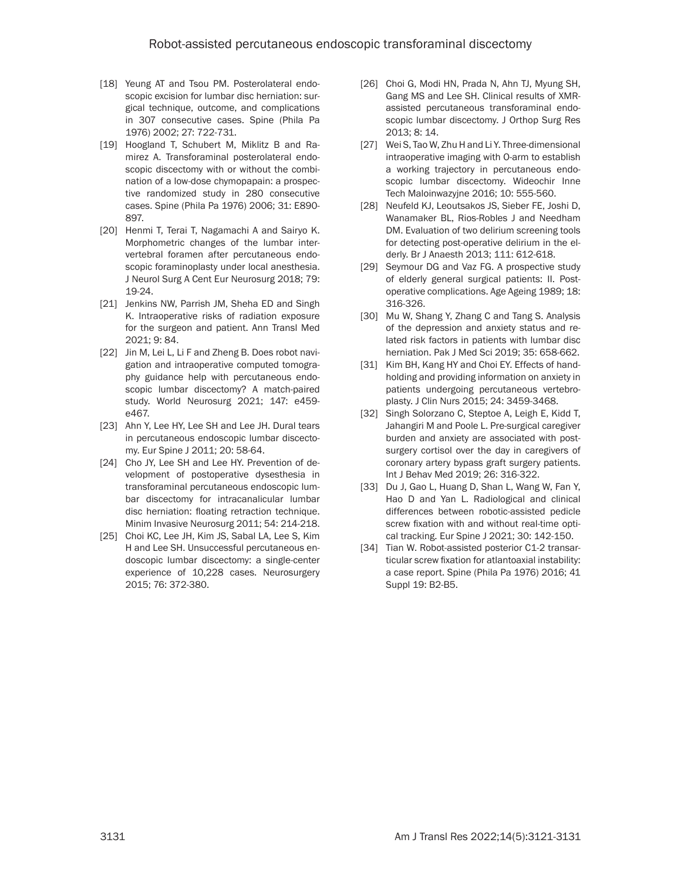[18] Yeung AT and Tsou PM. Posterolateral endoscopic excision for lumbar disc herniation: surgical technique, outcome, and complications in 307 consecutive cases. Spine (Phila Pa 1976) 2002; 27: 722-731.

[19] Hoogland T, Schubert M, Miklitz B and Ramirez A. Transforaminal posterolateral endoscopic discectomy with or without the combination of a low-dose chymopapain: a prospective randomized study in 280 consecutive cases. Spine (Phila Pa 1976) 2006; 31: E890-897.

[20] Henmi T, Terai T, Nagamachi A and Sairyo K. Morphometric changes of the lumbar intervertebral foramen after percutaneous endoscopic foraminoplasty under local anesthesia. J Neurol Surg A Cent Eur Neurosurg 2018; 79: 19-24.

[21] Jenkins NW, Parrish JM, Sheha ED and Singh K. Intraoperative risks of radiation exposure for the surgeon and patient. Ann Transl Med 2021; 9: 84.

[22] Jin M, Lei L, Li F and Zheng B. Does robot navigation and intraoperative computed tomography guidance help with percutaneous endoscopic lumbar discectomy? A match-paired study. World Neurosurg 2021; 147: e459-e467.

[23] Ahn Y, Lee HY, Lee SH and Lee JH. Dural tears in percutaneous endoscopic lumbar discectomy. Eur Spine J 2011; 20: 58-64.

[24] Cho JY, Lee SH and Lee HY. Prevention of development of postoperative dysesthesia in transforaminal percutaneous endoscopic lumbar discectomy for intracanalicular lumbar disc herniation: floating retraction technique. Minim Invasive Neurosurg 2011; 54: 214-218.

[25] Choi KC, Lee JH, Kim JS, Sabal LA, Lee S, Kim H and Lee SH. Unsuccessful percutaneous endoscopic lumbar discectomy: a single-center experience of 10,228 cases. Neurosurgery 2015; 76: 372-380.

[26] Choi G, Modi HN, Prada N, Ahn TJ, Myung SH, Gang MS and Lee SH. Clinical results of XMR-assisted percutaneous transforaminal endoscopic lumbar discectomy. J Orthop Surg Res 2013; 8: 14.

[27] Wei S, Tao W, Zhu H and Li Y. Three-dimensional intraoperative imaging with O-arm to establish a working trajectory in percutaneous endoscopic lumbar discectomy. Wideochir Inne Tech Maloinwazyjne 2016; 10: 555-560.

[28] Neufeld KJ, Leoutsakos JS, Sieber FE, Joshi D, Wanamaker BL, Rios-Robles J and Needham DM. Evaluation of two delirium screening tools for detecting post-operative delirium in the elderly. Br J Anaesth 2013; 111: 612-618.

[29] Seymour DG and Vaz FG. A prospective study of elderly general surgical patients: II. Postoperative complications. Age Ageing 1989; 18: 316-326.

[30] Mu W, Shang Y, Zhang C and Tang S. Analysis of the depression and anxiety status and related risk factors in patients with lumbar disc herniation. Pak J Med Sci 2019; 35: 658-662.

[31] Kim BH, Kang HY and Choi EY. Effects of handholding and providing information on anxiety in patients undergoing percutaneous vertebroplasty. J Clin Nurs 2015; 24: 3459-3468.

[32] Singh Solorzano C, Steptoe A, Leigh E, Kidd T, Jahangiri M and Poole L. Pre-surgical caregiver burden and anxiety are associated with postsurgery cortisol over the day in caregivers of coronary artery bypass graft surgery patients. Int J Behav Med 2019; 26: 316-322.

[33] Du J, Gao L, Huang D, Shan L, Wang W, Fan Y, Hao D and Yan L. Radiological and clinical differences between robotic-assisted pedicle screw fixation with and without real-time optical tracking. Eur Spine J 2021; 30: 142-150.

[34] Tian W. Robot-assisted posterior C1-2 transarticular screw fixation for atlantoaxial instability: a case report. Spine (Phila Pa 1976) 2016; 41 Suppl 19: B2-B5.